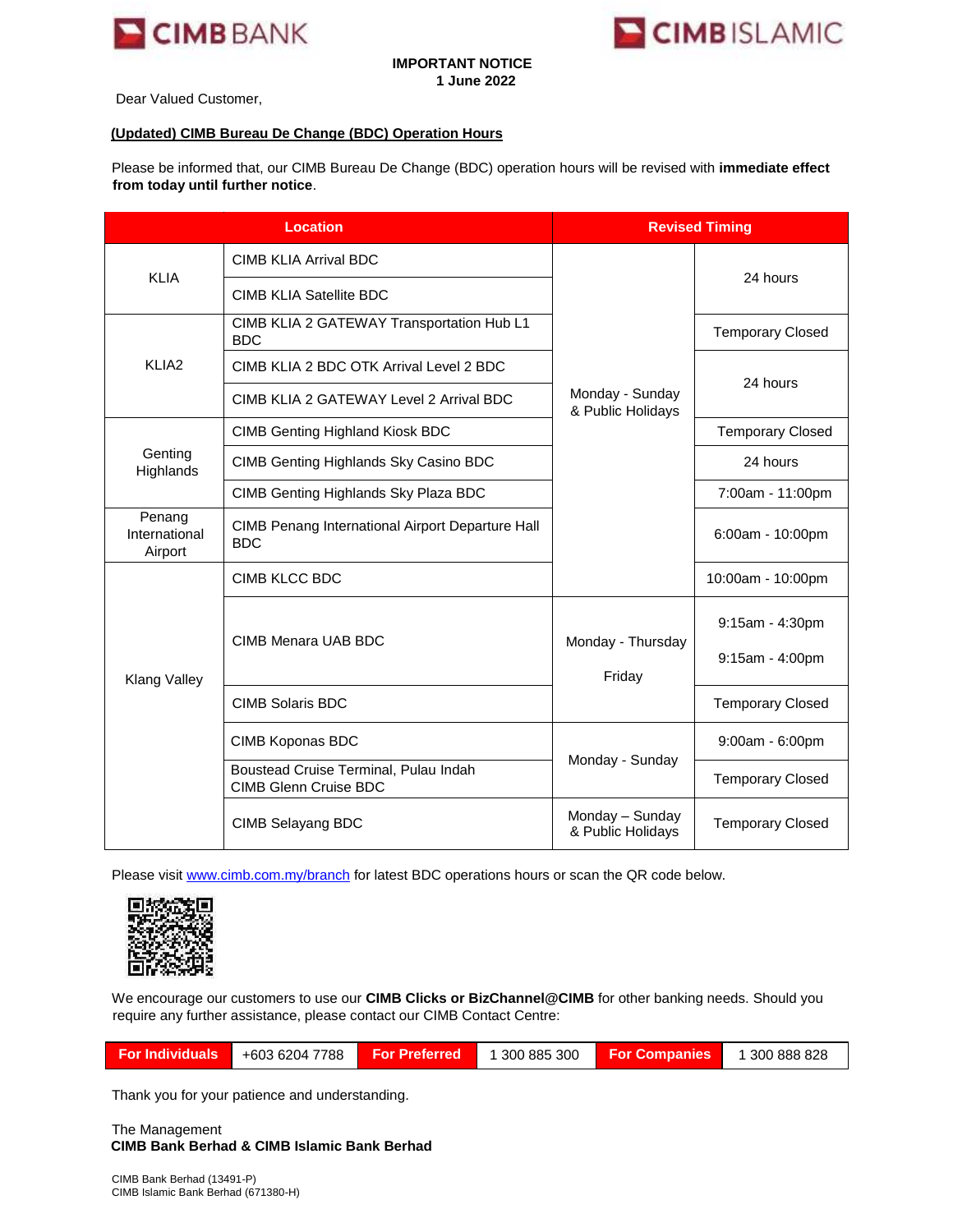CIMB BANK | CIMB ISLAMIC

**IMPORTANT NOTICE**
**1 June 2022**

Dear Valued Customer,

**(Updated) CIMB Bureau De Change (BDC) Operation Hours**

Please be informed that, our CIMB Bureau De Change (BDC) operation hours will be revised with **immediate effect from today until further notice**.

| Location | | Revised Timing | |
|---|---|---|---|
| KLIA | CIMB KLIA Arrival BDC | Monday - Sunday & Public Holidays | 24 hours |
| | CIMB KLIA Satellite BDC | | |
| KLIA2 | CIMB KLIA 2 GATEWAY Transportation Hub L1 BDC | | Temporary Closed |
| | CIMB KLIA 2 BDC OTK Arrival Level 2 BDC | | 24 hours |
| | CIMB KLIA 2 GATEWAY Level 2 Arrival BDC | | |
| Genting Highlands | CIMB Genting Highland Kiosk BDC | | Temporary Closed |
| | CIMB Genting Highlands Sky Casino BDC | | 24 hours |
| | CIMB Genting Highlands Sky Plaza BDC | | 7:00am - 11:00pm |
| Penang International Airport | CIMB Penang International Airport Departure Hall BDC | | 6:00am - 10:00pm |
| Klang Valley | CIMB KLCC BDC | | 10:00am - 10:00pm |
| | CIMB Menara UAB BDC | Monday - Thursday<br>Friday | 9:15am - 4:30pm<br>9:15am - 4:00pm |
| | CIMB Solaris BDC | | Temporary Closed |
| | CIMB Koponas BDC | Monday - Sunday | 9:00am - 6:00pm |
| | Boustead Cruise Terminal, Pulau Indah CIMB Glenn Cruise BDC | | Temporary Closed |
| | CIMB Selayang BDC | Monday – Sunday & Public Holidays | Temporary Closed |

Please visit www.cimb.com.my/branch for latest BDC operations hours or scan the QR code below.

We encourage our customers to use our **CIMB Clicks or BizChannel@CIMB** for other banking needs. Should you require any further assistance, please contact our CIMB Contact Centre:

| For Individuals | +603 6204 7788 | For Preferred | 1 300 885 300 | For Companies | 1 300 888 828 |
|---|---|---|---|---|---|

Thank you for your patience and understanding.

The Management
**CIMB Bank Berhad & CIMB Islamic Bank Berhad**

CIMB Bank Berhad (13491-P)
CIMB Islamic Bank Berhad (671380-H)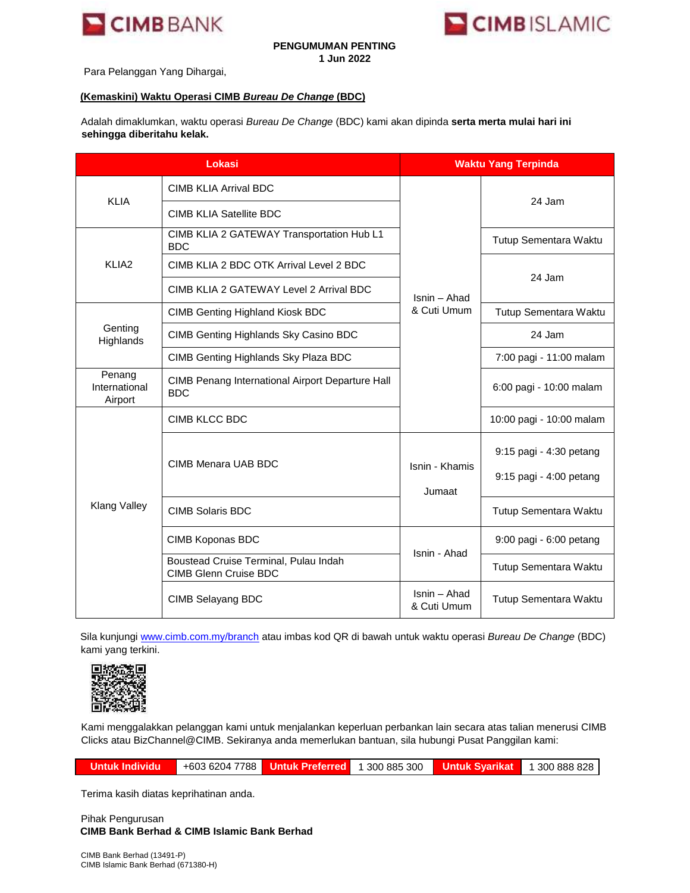**PENGUMUMAN PENTING**
**1 Jun 2022**

Para Pelanggan Yang Dihargai,

**(Kemaskini) Waktu Operasi CIMB *Bureau De Change* (BDC)**

Adalah dimaklumkan, waktu operasi *Bureau De Change* (BDC) kami akan dipinda **serta merta mulai hari ini sehingga diberitahu kelak.**

| Lokasi | | Waktu Yang Terpinda | |
|---|---|---|---|
| KLIA | CIMB KLIA Arrival BDC | Isnin – Ahad & Cuti Umum | 24 Jam |
| | CIMB KLIA Satellite BDC | | |
| KLIA2 | CIMB KLIA 2 GATEWAY Transportation Hub L1 BDC | | Tutup Sementara Waktu |
| | CIMB KLIA 2 BDC OTK Arrival Level 2 BDC | | 24 Jam |
| | CIMB KLIA 2 GATEWAY Level 2 Arrival BDC | | |
| Genting Highlands | CIMB Genting Highland Kiosk BDC | | Tutup Sementara Waktu |
| | CIMB Genting Highlands Sky Casino BDC | | 24 Jam |
| | CIMB Genting Highlands Sky Plaza BDC | | 7:00 pagi - 11:00 malam |
| Penang International Airport | CIMB Penang International Airport Departure Hall BDC | | 6:00 pagi - 10:00 malam |
| Klang Valley | CIMB KLCC BDC | | 10:00 pagi - 10:00 malam |
| | CIMB Menara UAB BDC | Isnin - Khamis<br>Jumaat | 9:15 pagi - 4:30 petang<br>9:15 pagi - 4:00 petang |
| | CIMB Solaris BDC | | Tutup Sementara Waktu |
| | CIMB Koponas BDC | Isnin - Ahad | 9:00 pagi - 6:00 petang |
| | Boustead Cruise Terminal, Pulau Indah CIMB Glenn Cruise BDC | | Tutup Sementara Waktu |
| | CIMB Selayang BDC | Isnin – Ahad & Cuti Umum | Tutup Sementara Waktu |

Sila kunjungi www.cimb.com.my/branch atau imbas kod QR di bawah untuk waktu operasi *Bureau De Change* (BDC) kami yang terkini.

Kami menggalakkan pelanggan kami untuk menjalankan keperluan perbankan lain secara atas talian menerusi CIMB Clicks atau BizChannel@CIMB. Sekiranya anda memerlukan bantuan, sila hubungi Pusat Panggilan kami:

| Untuk Individu | +603 6204 7788 | Untuk Preferred | 1 300 885 300 | Untuk Syarikat | 1 300 888 828 |
|---|---|---|---|---|---|

Terima kasih diatas keprihatinan anda.

Pihak Pengurusan
**CIMB Bank Berhad & CIMB Islamic Bank Berhad**

CIMB Bank Berhad (13491-P)
CIMB Islamic Bank Berhad (671380-H)